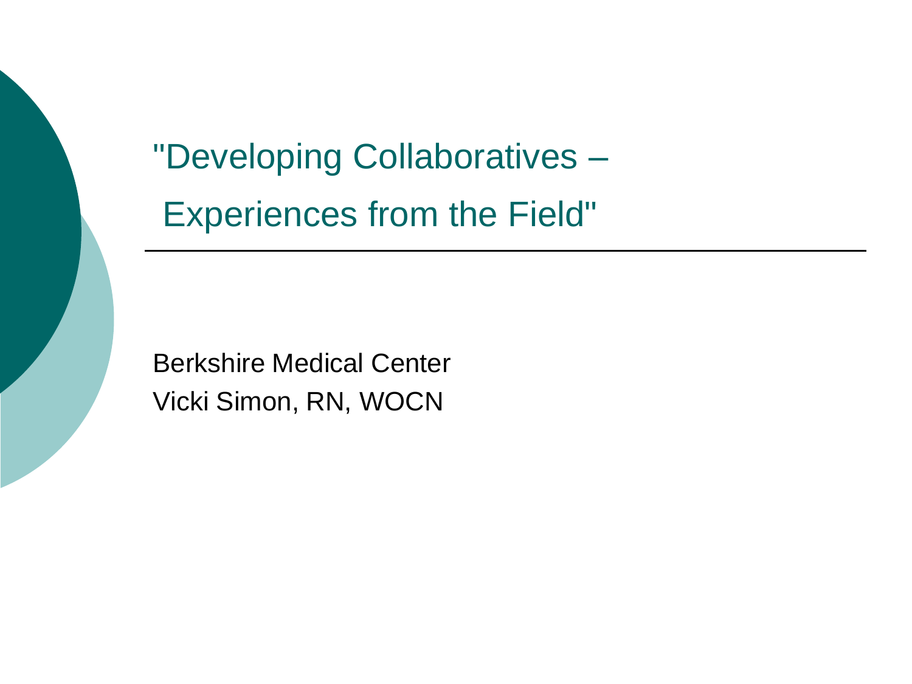# "Developing Collaboratives – Experiences from the Field"

Berkshire Medical Center

Vicki Simon, RN, WOCN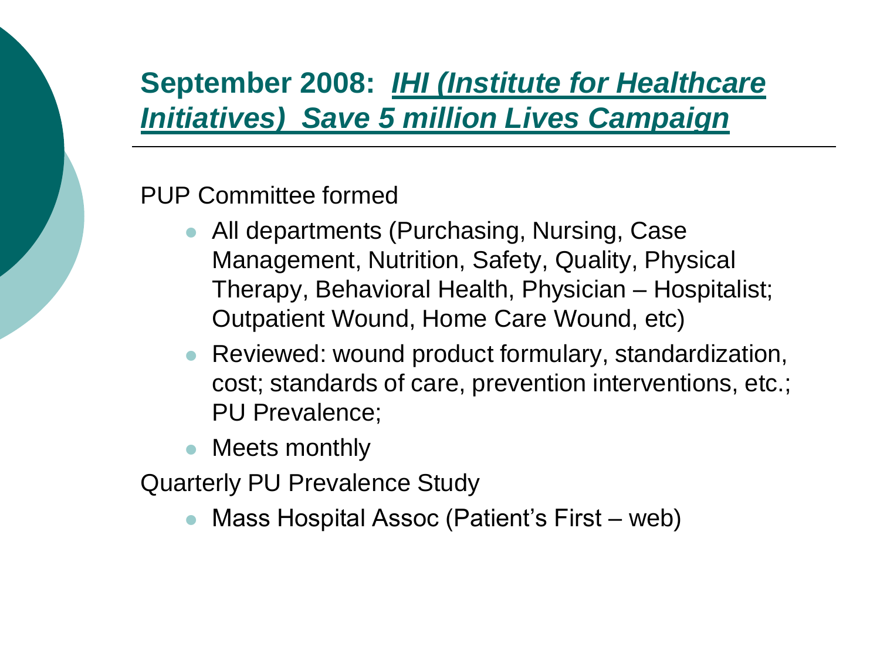## September 2008: *IHI (Institute for Healthcare Initiatives) Save 5 million Lives Campaign*

PUP Committee formed

- All departments (Purchasing, Nursing, Case Management, Nutrition, Safety, Quality, Physical Therapy, Behavioral Health, Physician – Hospitalist; Outpatient Wound, Home Care Wound, etc)
- Reviewed: wound product formulary, standardization, cost; standards of care, prevention interventions, etc.; PU Prevalence;
- Meets monthly

Quarterly PU Prevalence Study

- Mass Hospital Assoc (Patient's First – web)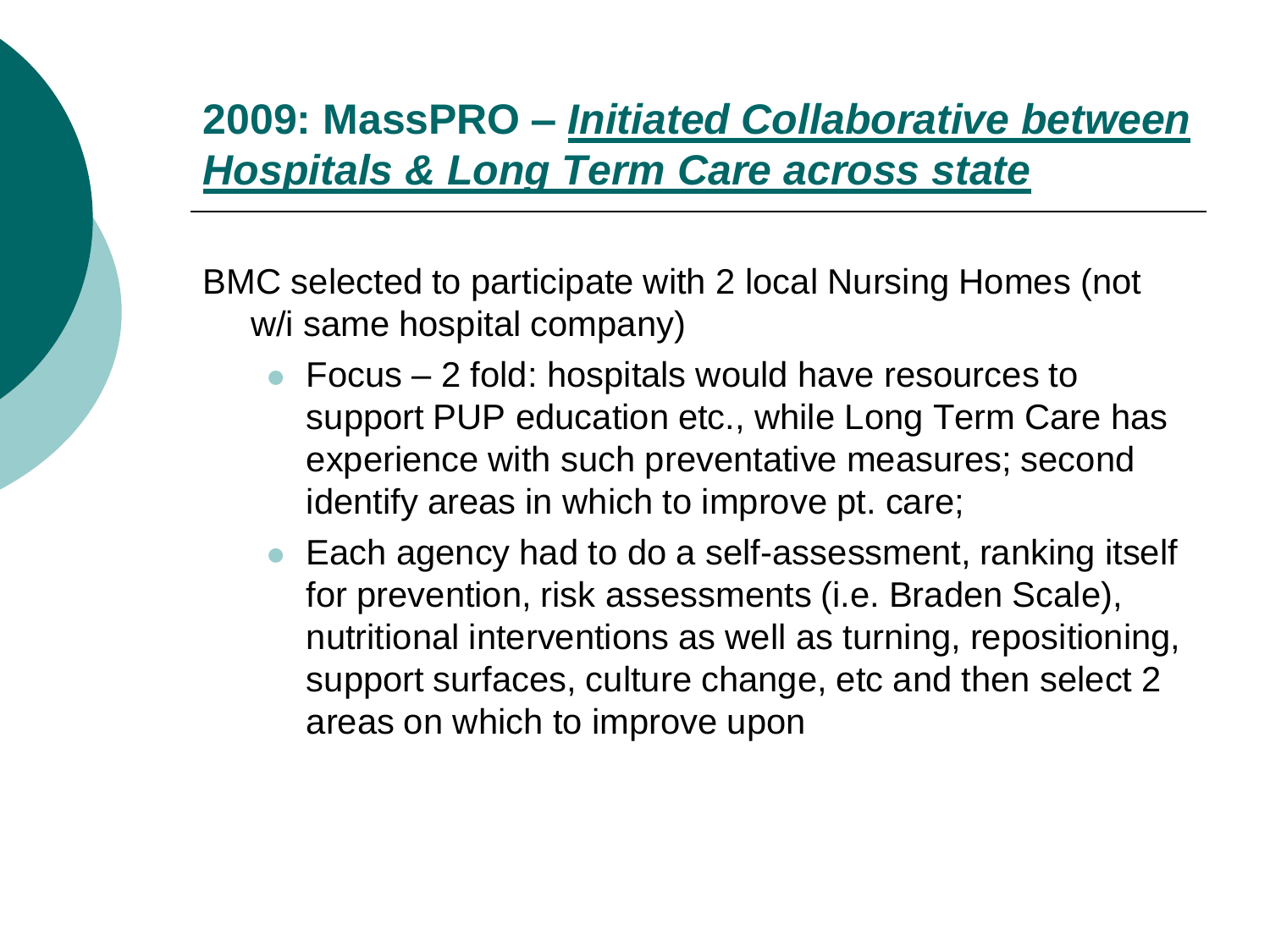## 2009: MassPRO – ***Initiated Collaborative between Hospitals & Long Term Care across state***

BMC selected to participate with 2 local Nursing Homes (not w/i same hospital company)

- Focus – 2 fold: hospitals would have resources to support PUP education etc., while Long Term Care has experience with such preventative measures; second identify areas in which to improve pt. care;
- Each agency had to do a self-assessment, ranking itself for prevention, risk assessments (i.e. Braden Scale), nutritional interventions as well as turning, repositioning, support surfaces, culture change, etc and then select 2 areas on which to improve upon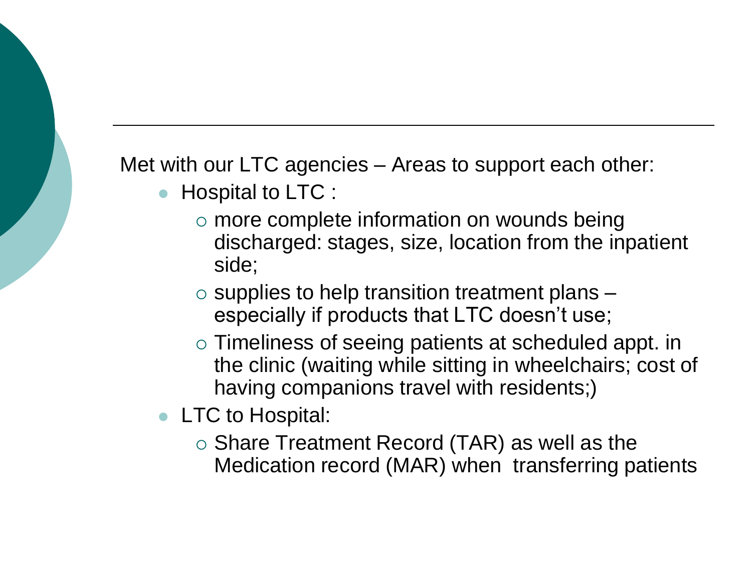Met with our LTC agencies – Areas to support each other:

- Hospital to LTC :
  - more complete information on wounds being discharged: stages, size, location from the inpatient side;
  - supplies to help transition treatment plans – especially if products that LTC doesn't use;
  - Timeliness of seeing patients at scheduled appt. in the clinic (waiting while sitting in wheelchairs; cost of having companions travel with residents;)
- LTC to Hospital:
  - Share Treatment Record (TAR) as well as the Medication record (MAR) when transferring patients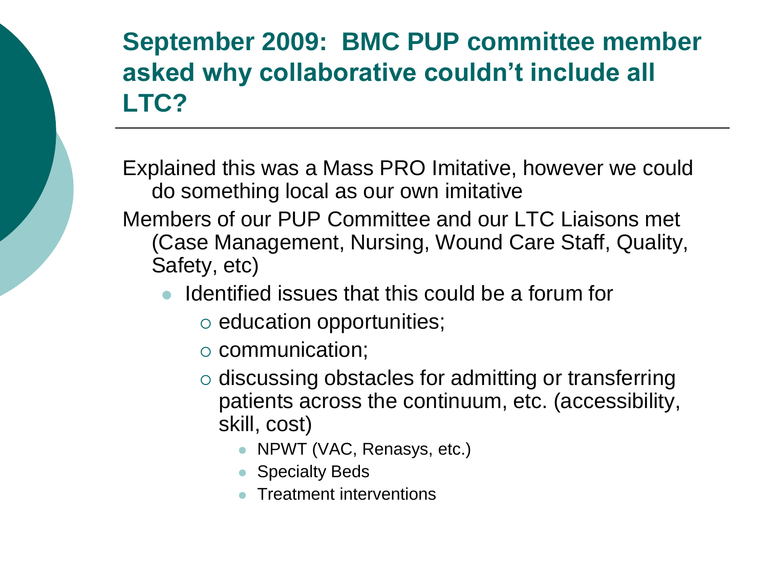## September 2009: BMC PUP committee member asked why collaborative couldn't include all LTC?

Explained this was a Mass PRO Imitative, however we could do something local as our own imitative

Members of our PUP Committee and our LTC Liaisons met (Case Management, Nursing, Wound Care Staff, Quality, Safety, etc)

- Identified issues that this could be a forum for
  - education opportunities;
  - communication;
  - discussing obstacles for admitting or transferring patients across the continuum, etc. (accessibility, skill, cost)
    - NPWT (VAC, Renasys, etc.)
    - Specialty Beds
    - Treatment interventions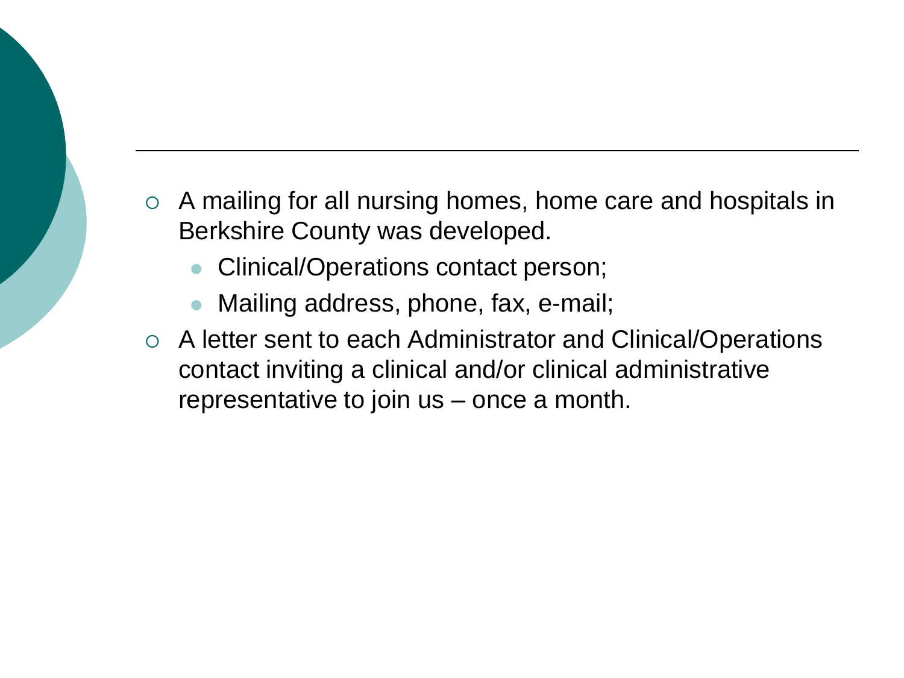- A mailing for all nursing homes, home care and hospitals in Berkshire County was developed.
  - Clinical/Operations contact person;
  - Mailing address, phone, fax, e-mail;
- A letter sent to each Administrator and Clinical/Operations contact inviting a clinical and/or clinical administrative representative to join us – once a month.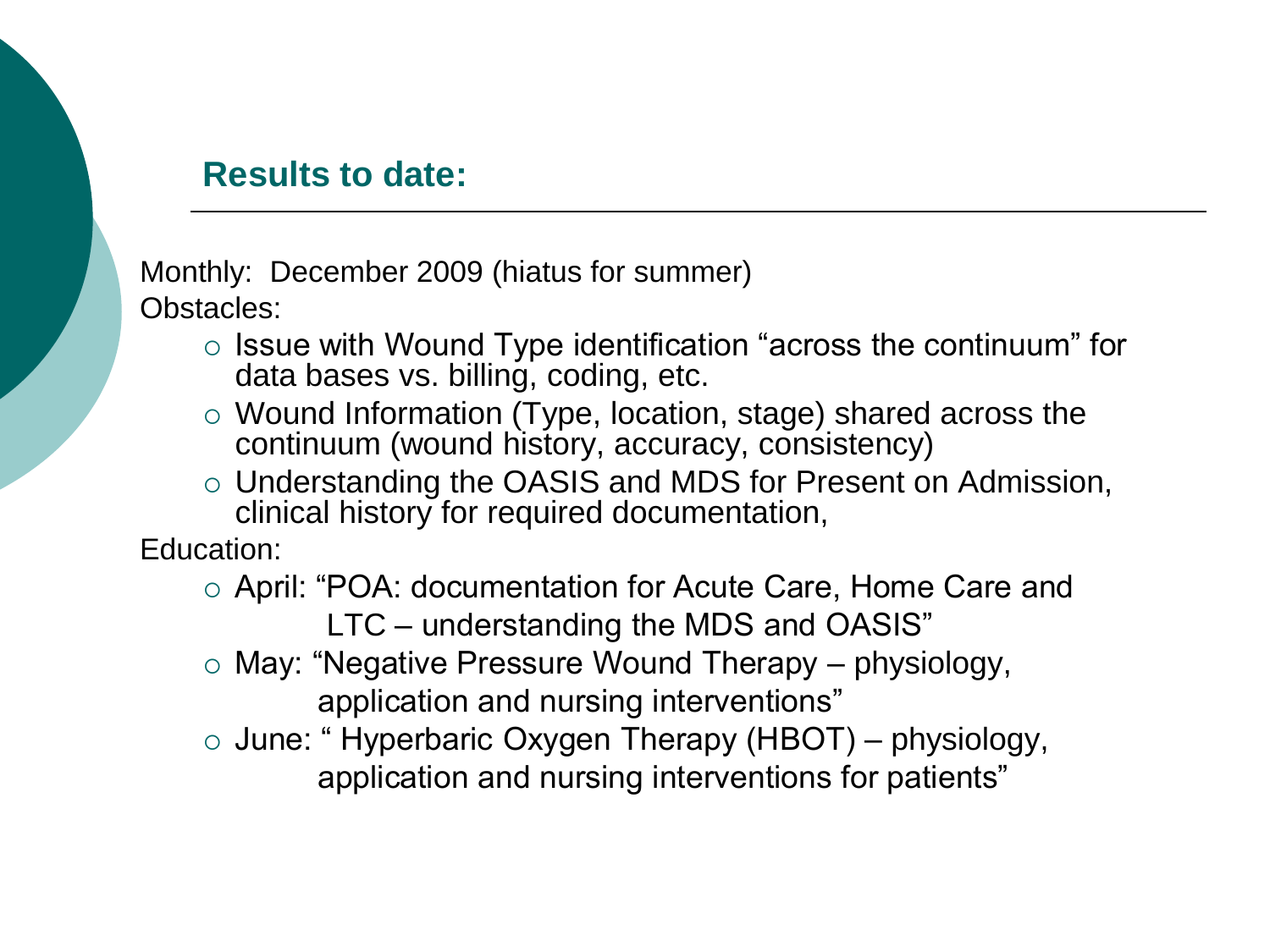## Results to date:

Monthly: December 2009 (hiatus for summer)

Obstacles:

- Issue with Wound Type identification "across the continuum" for data bases vs. billing, coding, etc.
- Wound Information (Type, location, stage) shared across the continuum (wound history, accuracy, consistency)
- Understanding the OASIS and MDS for Present on Admission, clinical history for required documentation,

Education:

- April: "POA: documentation for Acute Care, Home Care and LTC – understanding the MDS and OASIS"
- May: "Negative Pressure Wound Therapy – physiology, application and nursing interventions"
- June: " Hyperbaric Oxygen Therapy (HBOT) – physiology, application and nursing interventions for patients"